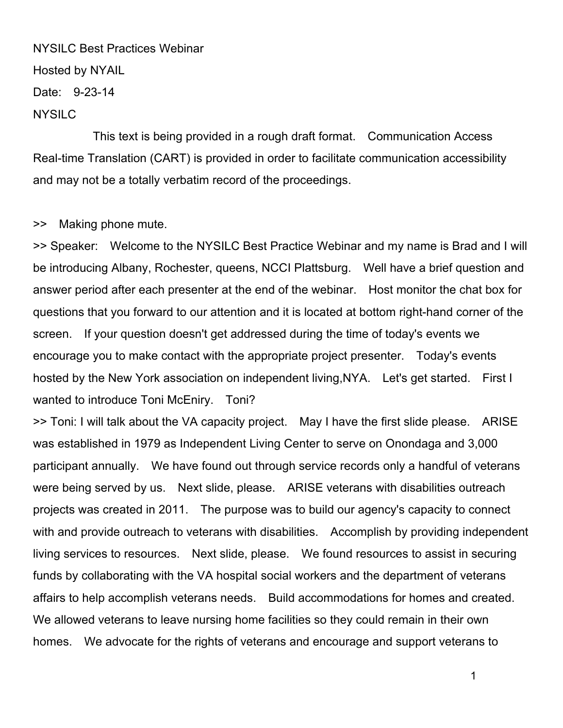NYSILC Best Practices Webinar

Hosted by NYAIL

Date: 9-23-14

NYSILC

This text is being provided in a rough draft format. Communication Access Real-time Translation (CART) is provided in order to facilitate communication accessibility and may not be a totally verbatim record of the proceedings.

>> Making phone mute.

>> Speaker: Welcome to the NYSILC Best Practice Webinar and my name is Brad and I will be introducing Albany, Rochester, queens, NCCI Plattsburg. Well have a brief question and answer period after each presenter at the end of the webinar. Host monitor the chat box for questions that you forward to our attention and it is located at bottom right-hand corner of the screen. If your question doesn't get addressed during the time of today's events we encourage you to make contact with the appropriate project presenter. Today's events hosted by the New York association on independent living,NYA. Let's get started. First I wanted to introduce Toni McEniry. Toni?

>> Toni: I will talk about the VA capacity project. May I have the first slide please. ARISE was established in 1979 as Independent Living Center to serve on Onondaga and 3,000 participant annually. We have found out through service records only a handful of veterans were being served by us. Next slide, please. ARISE veterans with disabilities outreach projects was created in 2011. The purpose was to build our agency's capacity to connect with and provide outreach to veterans with disabilities. Accomplish by providing independent living services to resources. Next slide, please. We found resources to assist in securing funds by collaborating with the VA hospital social workers and the department of veterans affairs to help accomplish veterans needs. Build accommodations for homes and created. We allowed veterans to leave nursing home facilities so they could remain in their own homes. We advocate for the rights of veterans and encourage and support veterans to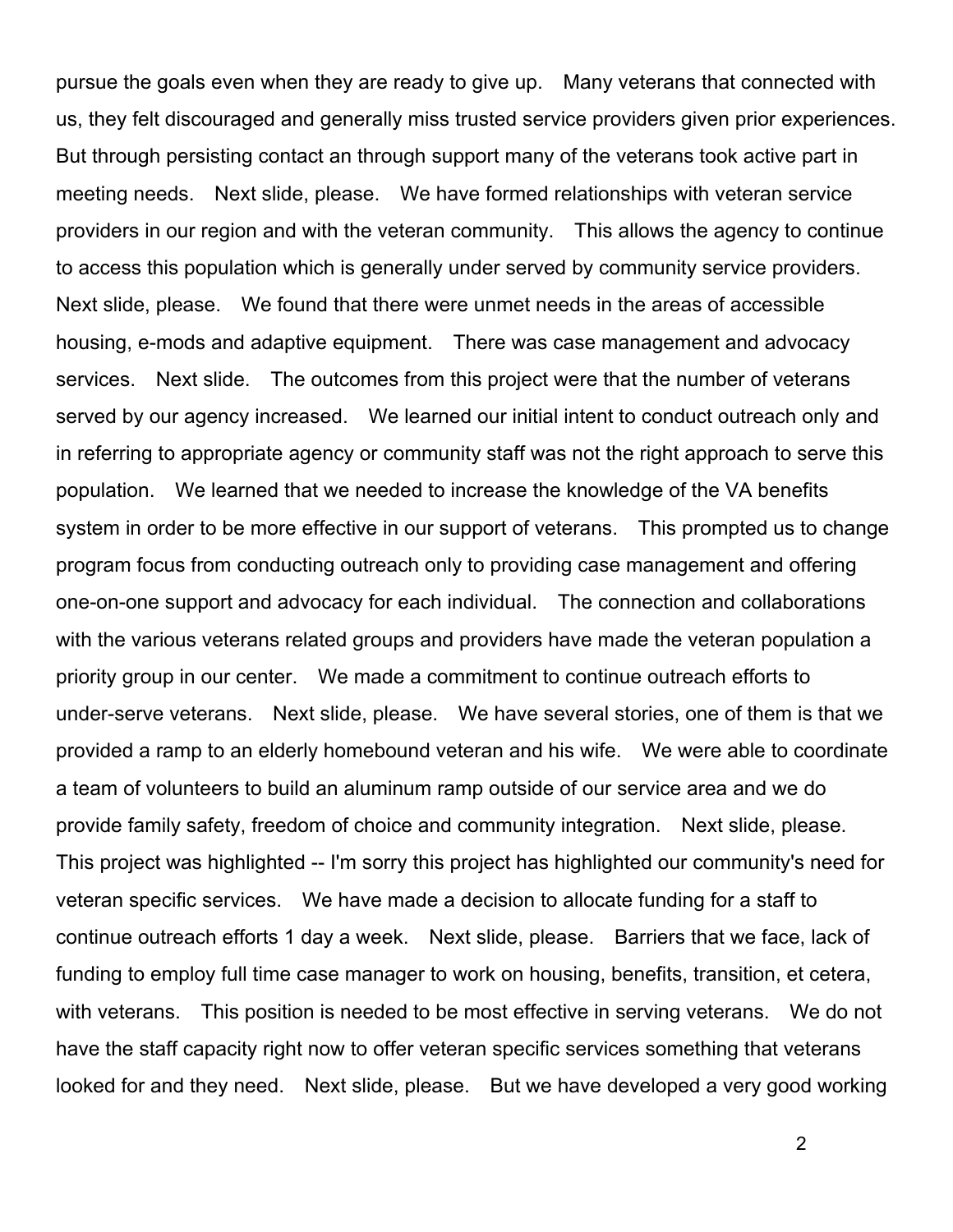pursue the goals even when they are ready to give up. Many veterans that connected with us, they felt discouraged and generally miss trusted service providers given prior experiences. But through persisting contact an through support many of the veterans took active part in meeting needs. Next slide, please. We have formed relationships with veteran service providers in our region and with the veteran community. This allows the agency to continue to access this population which is generally under served by community service providers. Next slide, please. We found that there were unmet needs in the areas of accessible housing, e-mods and adaptive equipment. There was case management and advocacy services. Next slide. The outcomes from this project were that the number of veterans served by our agency increased. We learned our initial intent to conduct outreach only and in referring to appropriate agency or community staff was not the right approach to serve this population. We learned that we needed to increase the knowledge of the VA benefits system in order to be more effective in our support of veterans. This prompted us to change program focus from conducting outreach only to providing case management and offering one-on-one support and advocacy for each individual. The connection and collaborations with the various veterans related groups and providers have made the veteran population a priority group in our center. We made a commitment to continue outreach efforts to under-serve veterans. Next slide, please. We have several stories, one of them is that we provided a ramp to an elderly homebound veteran and his wife. We were able to coordinate a team of volunteers to build an aluminum ramp outside of our service area and we do provide family safety, freedom of choice and community integration. Next slide, please. This project was highlighted -- I'm sorry this project has highlighted our community's need for veteran specific services. We have made a decision to allocate funding for a staff to continue outreach efforts 1 day a week. Next slide, please. Barriers that we face, lack of funding to employ full time case manager to work on housing, benefits, transition, et cetera, with veterans. This position is needed to be most effective in serving veterans. We do not have the staff capacity right now to offer veteran specific services something that veterans looked for and they need. Next slide, please. But we have developed a very good working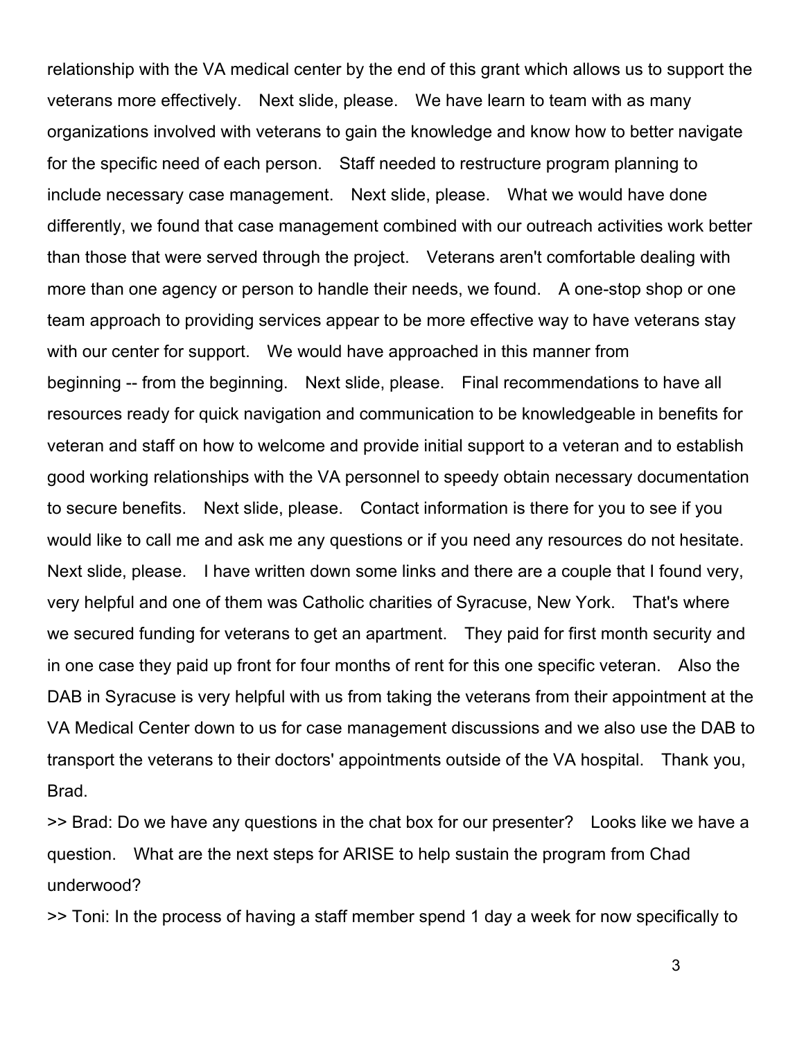relationship with the VA medical center by the end of this grant which allows us to support the veterans more effectively. Next slide, please. We have learn to team with as many organizations involved with veterans to gain the knowledge and know how to better navigate for the specific need of each person. Staff needed to restructure program planning to include necessary case management. Next slide, please. What we would have done differently, we found that case management combined with our outreach activities work better than those that were served through the project. Veterans aren't comfortable dealing with more than one agency or person to handle their needs, we found. A one-stop shop or one team approach to providing services appear to be more effective way to have veterans stay with our center for support. We would have approached in this manner from beginning -- from the beginning. Next slide, please. Final recommendations to have all resources ready for quick navigation and communication to be knowledgeable in benefits for veteran and staff on how to welcome and provide initial support to a veteran and to establish good working relationships with the VA personnel to speedy obtain necessary documentation to secure benefits. Next slide, please. Contact information is there for you to see if you would like to call me and ask me any questions or if you need any resources do not hesitate. Next slide, please. I have written down some links and there are a couple that I found very, very helpful and one of them was Catholic charities of Syracuse, New York. That's where we secured funding for veterans to get an apartment. They paid for first month security and in one case they paid up front for four months of rent for this one specific veteran. Also the DAB in Syracuse is very helpful with us from taking the veterans from their appointment at the VA Medical Center down to us for case management discussions and we also use the DAB to transport the veterans to their doctors' appointments outside of the VA hospital. Thank you, Brad.

>> Brad: Do we have any questions in the chat box for our presenter? Looks like we have a question. What are the next steps for ARISE to help sustain the program from Chad underwood?

>> Toni: In the process of having a staff member spend 1 day a week for now specifically to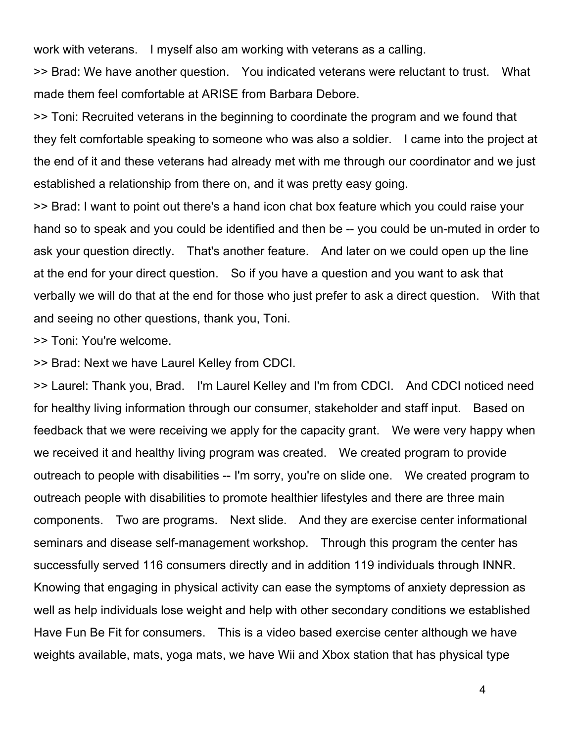work with veterans. I myself also am working with veterans as a calling.

>> Brad: We have another question. You indicated veterans were reluctant to trust. What made them feel comfortable at ARISE from Barbara Debore.

>> Toni: Recruited veterans in the beginning to coordinate the program and we found that they felt comfortable speaking to someone who was also a soldier. I came into the project at the end of it and these veterans had already met with me through our coordinator and we just established a relationship from there on, and it was pretty easy going.

>> Brad: I want to point out there's a hand icon chat box feature which you could raise your hand so to speak and you could be identified and then be -- you could be un-muted in order to ask your question directly. That's another feature. And later on we could open up the line at the end for your direct question. So if you have a question and you want to ask that verbally we will do that at the end for those who just prefer to ask a direct question. With that and seeing no other questions, thank you, Toni.

>> Toni: You're welcome.

>> Brad: Next we have Laurel Kelley from CDCI.

>> Laurel: Thank you, Brad. I'm Laurel Kelley and I'm from CDCI. And CDCI noticed need for healthy living information through our consumer, stakeholder and staff input. Based on feedback that we were receiving we apply for the capacity grant. We were very happy when we received it and healthy living program was created. We created program to provide outreach to people with disabilities -- I'm sorry, you're on slide one. We created program to outreach people with disabilities to promote healthier lifestyles and there are three main components. Two are programs. Next slide. And they are exercise center informational seminars and disease self-management workshop. Through this program the center has successfully served 116 consumers directly and in addition 119 individuals through INNR. Knowing that engaging in physical activity can ease the symptoms of anxiety depression as well as help individuals lose weight and help with other secondary conditions we established Have Fun Be Fit for consumers. This is a video based exercise center although we have weights available, mats, yoga mats, we have Wii and Xbox station that has physical type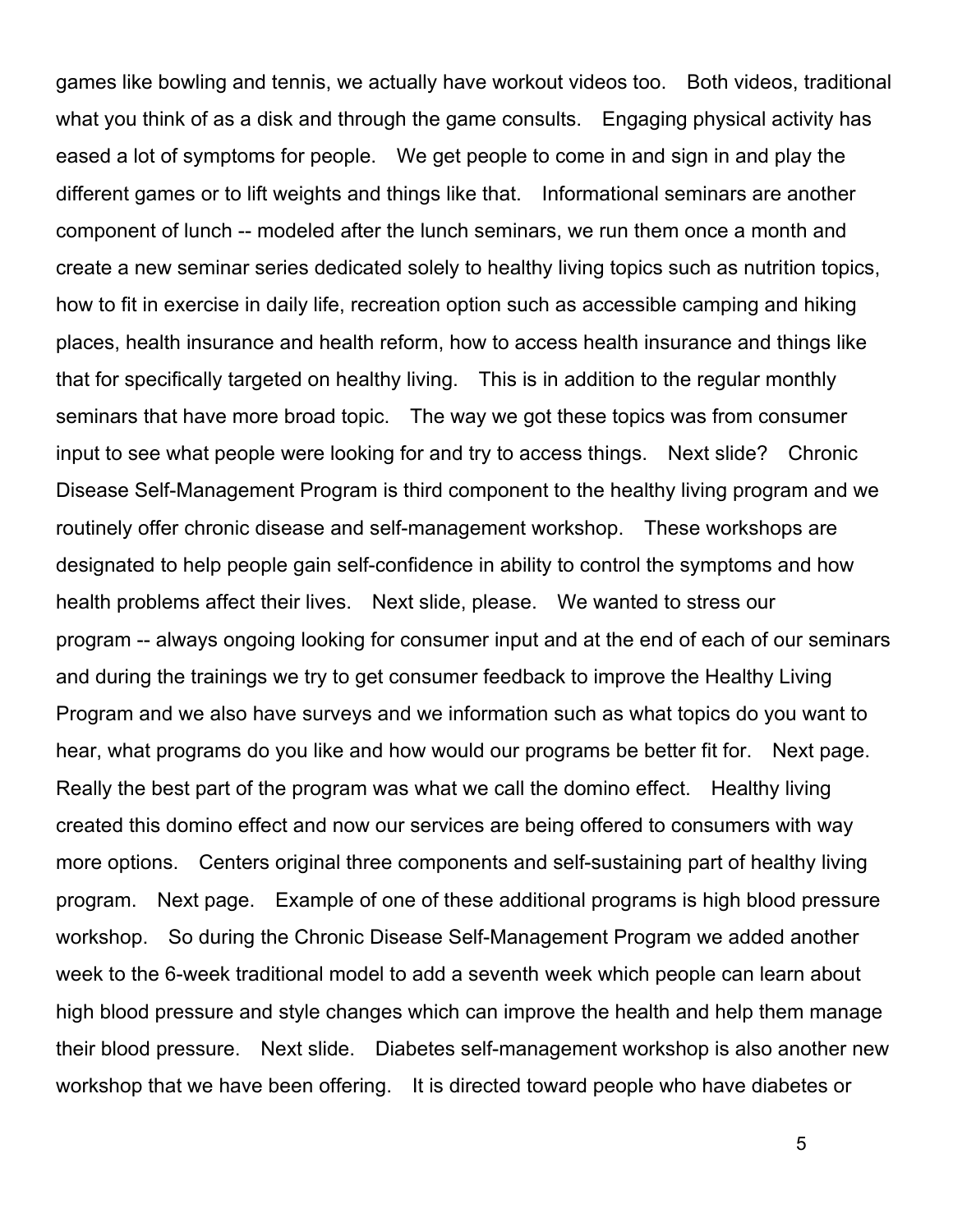games like bowling and tennis, we actually have workout videos too. Both videos, traditional what you think of as a disk and through the game consults. Engaging physical activity has eased a lot of symptoms for people. We get people to come in and sign in and play the different games or to lift weights and things like that. Informational seminars are another component of lunch -- modeled after the lunch seminars, we run them once a month and create a new seminar series dedicated solely to healthy living topics such as nutrition topics, how to fit in exercise in daily life, recreation option such as accessible camping and hiking places, health insurance and health reform, how to access health insurance and things like that for specifically targeted on healthy living. This is in addition to the regular monthly seminars that have more broad topic. The way we got these topics was from consumer input to see what people were looking for and try to access things. Next slide? Chronic Disease Self-Management Program is third component to the healthy living program and we routinely offer chronic disease and self-management workshop. These workshops are designated to help people gain self-confidence in ability to control the symptoms and how health problems affect their lives. Next slide, please. We wanted to stress our program -- always ongoing looking for consumer input and at the end of each of our seminars and during the trainings we try to get consumer feedback to improve the Healthy Living Program and we also have surveys and we information such as what topics do you want to hear, what programs do you like and how would our programs be better fit for. Next page. Really the best part of the program was what we call the domino effect. Healthy living created this domino effect and now our services are being offered to consumers with way more options. Centers original three components and self-sustaining part of healthy living program. Next page. Example of one of these additional programs is high blood pressure workshop. So during the Chronic Disease Self-Management Program we added another week to the 6-week traditional model to add a seventh week which people can learn about high blood pressure and style changes which can improve the health and help them manage their blood pressure. Next slide. Diabetes self-management workshop is also another new workshop that we have been offering. It is directed toward people who have diabetes or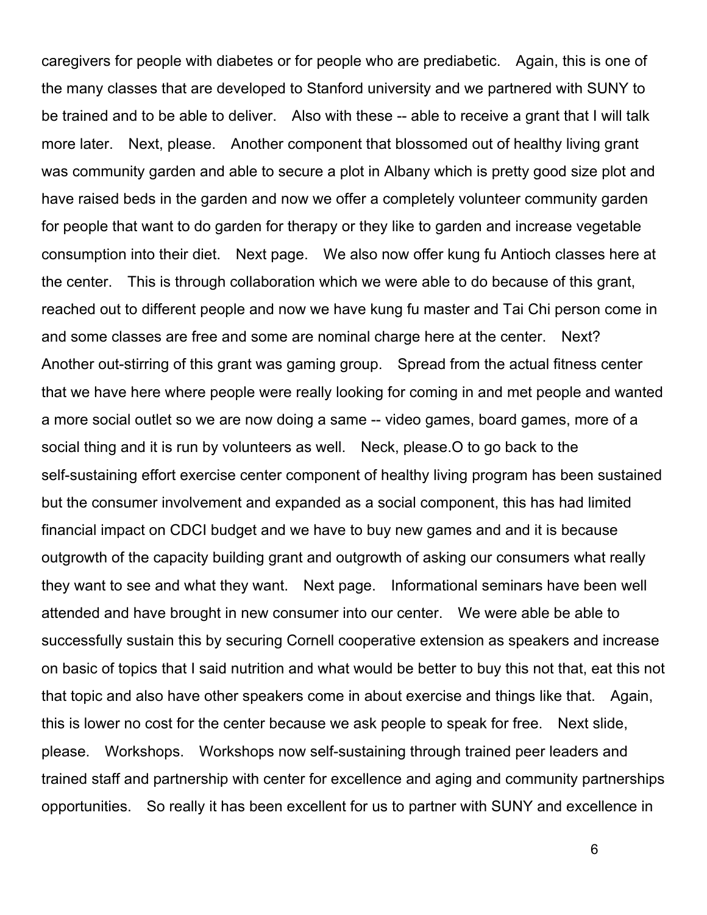caregivers for people with diabetes or for people who are prediabetic. Again, this is one of the many classes that are developed to Stanford university and we partnered with SUNY to be trained and to be able to deliver. Also with these -- able to receive a grant that I will talk more later. Next, please. Another component that blossomed out of healthy living grant was community garden and able to secure a plot in Albany which is pretty good size plot and have raised beds in the garden and now we offer a completely volunteer community garden for people that want to do garden for therapy or they like to garden and increase vegetable consumption into their diet. Next page. We also now offer kung fu Antioch classes here at the center. This is through collaboration which we were able to do because of this grant, reached out to different people and now we have kung fu master and Tai Chi person come in and some classes are free and some are nominal charge here at the center. Next? Another out-stirring of this grant was gaming group. Spread from the actual fitness center that we have here where people were really looking for coming in and met people and wanted a more social outlet so we are now doing a same -- video games, board games, more of a social thing and it is run by volunteers as well. Neck, please.O to go back to the self-sustaining effort exercise center component of healthy living program has been sustained but the consumer involvement and expanded as a social component, this has had limited financial impact on CDCI budget and we have to buy new games and and it is because outgrowth of the capacity building grant and outgrowth of asking our consumers what really they want to see and what they want. Next page. Informational seminars have been well attended and have brought in new consumer into our center. We were able be able to successfully sustain this by securing Cornell cooperative extension as speakers and increase on basic of topics that I said nutrition and what would be better to buy this not that, eat this not that topic and also have other speakers come in about exercise and things like that. Again, this is lower no cost for the center because we ask people to speak for free. Next slide, please. Workshops. Workshops now self-sustaining through trained peer leaders and trained staff and partnership with center for excellence and aging and community partnerships opportunities. So really it has been excellent for us to partner with SUNY and excellence in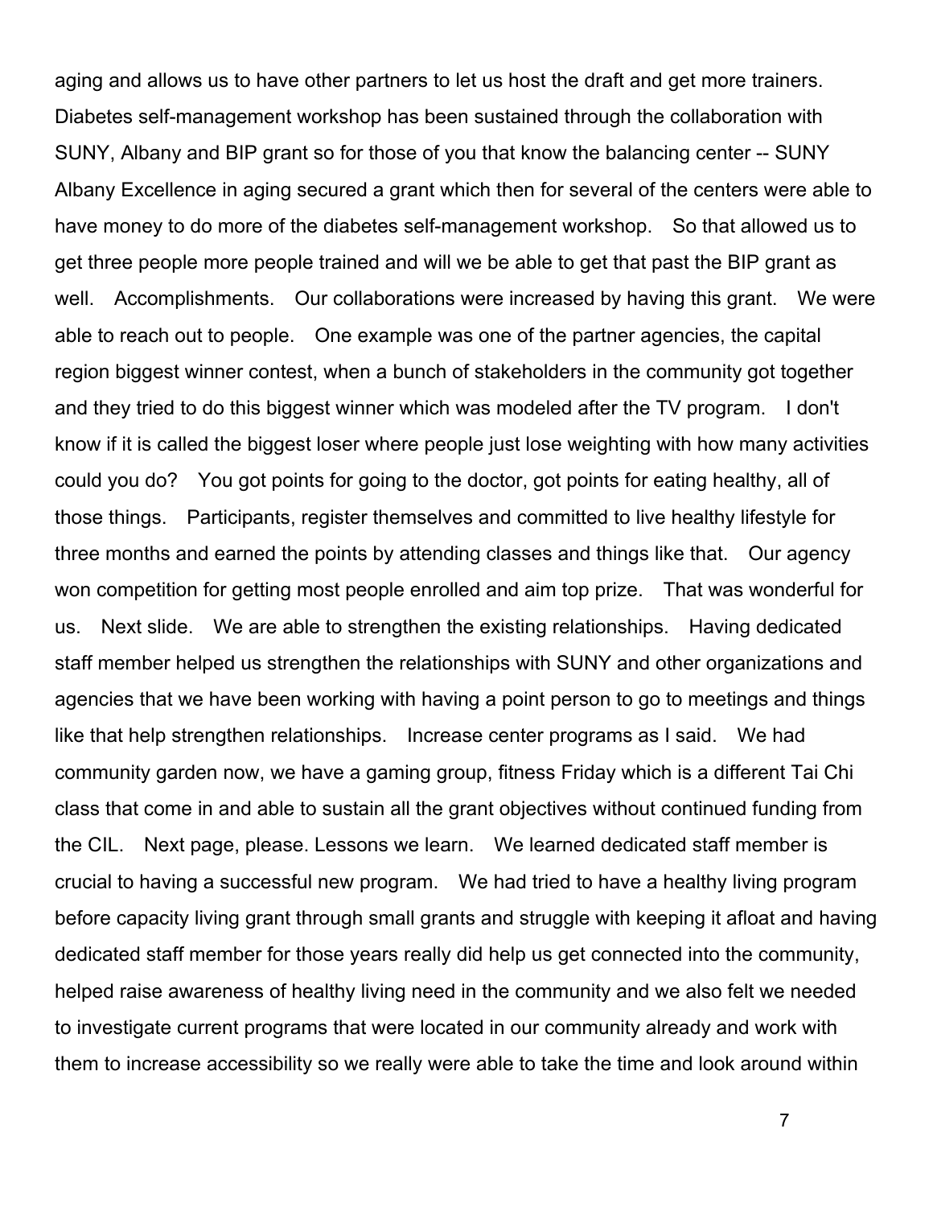aging and allows us to have other partners to let us host the draft and get more trainers. Diabetes self-management workshop has been sustained through the collaboration with SUNY, Albany and BIP grant so for those of you that know the balancing center -- SUNY Albany Excellence in aging secured a grant which then for several of the centers were able to have money to do more of the diabetes self-management workshop. So that allowed us to get three people more people trained and will we be able to get that past the BIP grant as well. Accomplishments. Our collaborations were increased by having this grant. We were able to reach out to people. One example was one of the partner agencies, the capital region biggest winner contest, when a bunch of stakeholders in the community got together and they tried to do this biggest winner which was modeled after the TV program. I don't know if it is called the biggest loser where people just lose weighting with how many activities could you do? You got points for going to the doctor, got points for eating healthy, all of those things. Participants, register themselves and committed to live healthy lifestyle for three months and earned the points by attending classes and things like that. Our agency won competition for getting most people enrolled and aim top prize. That was wonderful for us. Next slide. We are able to strengthen the existing relationships. Having dedicated staff member helped us strengthen the relationships with SUNY and other organizations and agencies that we have been working with having a point person to go to meetings and things like that help strengthen relationships. Increase center programs as I said. We had community garden now, we have a gaming group, fitness Friday which is a different Tai Chi class that come in and able to sustain all the grant objectives without continued funding from the CIL. Next page, please. Lessons we learn. We learned dedicated staff member is crucial to having a successful new program. We had tried to have a healthy living program before capacity living grant through small grants and struggle with keeping it afloat and having dedicated staff member for those years really did help us get connected into the community, helped raise awareness of healthy living need in the community and we also felt we needed to investigate current programs that were located in our community already and work with them to increase accessibility so we really were able to take the time and look around within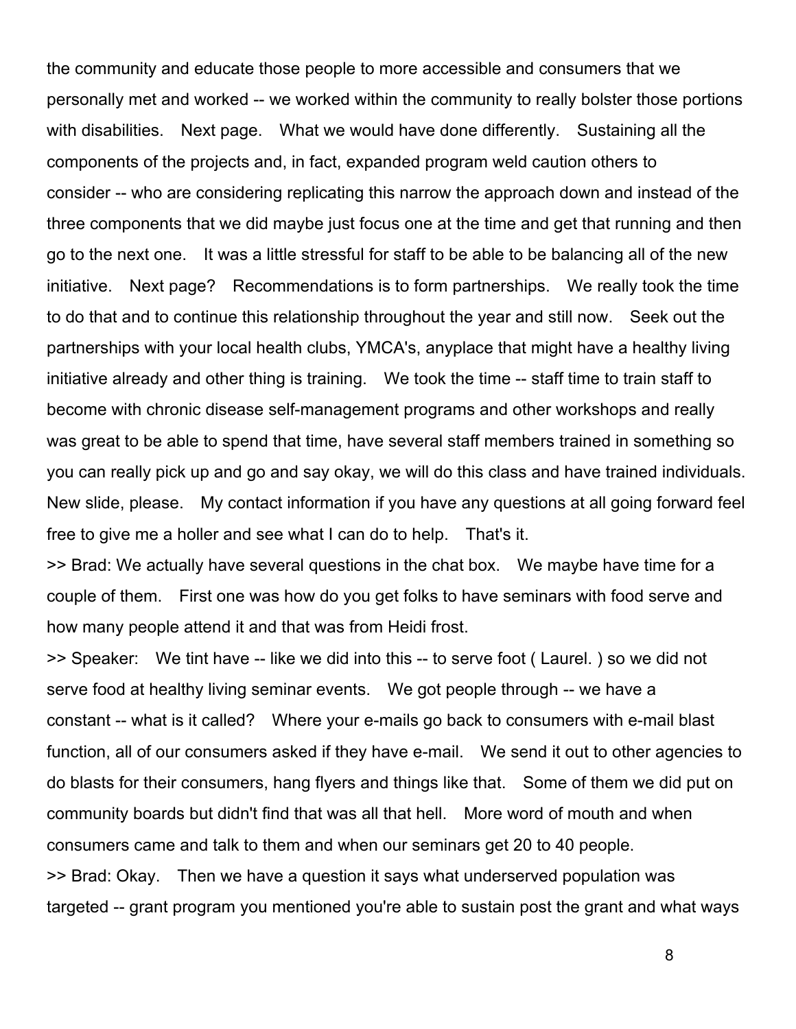the community and educate those people to more accessible and consumers that we personally met and worked -- we worked within the community to really bolster those portions with disabilities. Next page. What we would have done differently. Sustaining all the components of the projects and, in fact, expanded program weld caution others to consider -- who are considering replicating this narrow the approach down and instead of the three components that we did maybe just focus one at the time and get that running and then go to the next one. It was a little stressful for staff to be able to be balancing all of the new initiative. Next page? Recommendations is to form partnerships. We really took the time to do that and to continue this relationship throughout the year and still now. Seek out the partnerships with your local health clubs, YMCA's, anyplace that might have a healthy living initiative already and other thing is training. We took the time -- staff time to train staff to become with chronic disease self-management programs and other workshops and really was great to be able to spend that time, have several staff members trained in something so you can really pick up and go and say okay, we will do this class and have trained individuals. New slide, please. My contact information if you have any questions at all going forward feel free to give me a holler and see what I can do to help. That's it.

>> Brad: We actually have several questions in the chat box. We maybe have time for a couple of them. First one was how do you get folks to have seminars with food serve and how many people attend it and that was from Heidi frost.

>> Speaker: We tint have -- like we did into this -- to serve foot ( Laurel. ) so we did not serve food at healthy living seminar events. We got people through -- we have a constant -- what is it called? Where your e-mails go back to consumers with e-mail blast function, all of our consumers asked if they have e-mail. We send it out to other agencies to do blasts for their consumers, hang flyers and things like that. Some of them we did put on community boards but didn't find that was all that hell. More word of mouth and when consumers came and talk to them and when our seminars get 20 to 40 people.

>> Brad: Okay. Then we have a question it says what underserved population was targeted -- grant program you mentioned you're able to sustain post the grant and what ways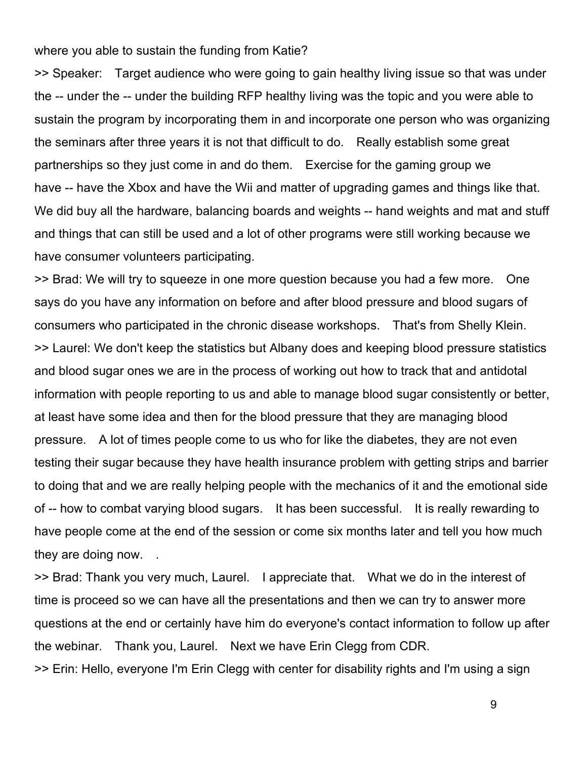where you able to sustain the funding from Katie?

>> Speaker: Target audience who were going to gain healthy living issue so that was under the -- under the -- under the building RFP healthy living was the topic and you were able to sustain the program by incorporating them in and incorporate one person who was organizing the seminars after three years it is not that difficult to do. Really establish some great partnerships so they just come in and do them. Exercise for the gaming group we have -- have the Xbox and have the Wii and matter of upgrading games and things like that. We did buy all the hardware, balancing boards and weights -- hand weights and mat and stuff and things that can still be used and a lot of other programs were still working because we have consumer volunteers participating.

>> Brad: We will try to squeeze in one more question because you had a few more. One says do you have any information on before and after blood pressure and blood sugars of consumers who participated in the chronic disease workshops. That's from Shelly Klein.

>> Laurel: We don't keep the statistics but Albany does and keeping blood pressure statistics and blood sugar ones we are in the process of working out how to track that and antidotal information with people reporting to us and able to manage blood sugar consistently or better, at least have some idea and then for the blood pressure that they are managing blood pressure. A lot of times people come to us who for like the diabetes, they are not even testing their sugar because they have health insurance problem with getting strips and barrier to doing that and we are really helping people with the mechanics of it and the emotional side of -- how to combat varying blood sugars. It has been successful. It is really rewarding to have people come at the end of the session or come six months later and tell you how much they are doing now. .

>> Brad: Thank you very much, Laurel. I appreciate that. What we do in the interest of time is proceed so we can have all the presentations and then we can try to answer more questions at the end or certainly have him do everyone's contact information to follow up after the webinar. Thank you, Laurel. Next we have Erin Clegg from CDR.

>> Erin: Hello, everyone I'm Erin Clegg with center for disability rights and I'm using a sign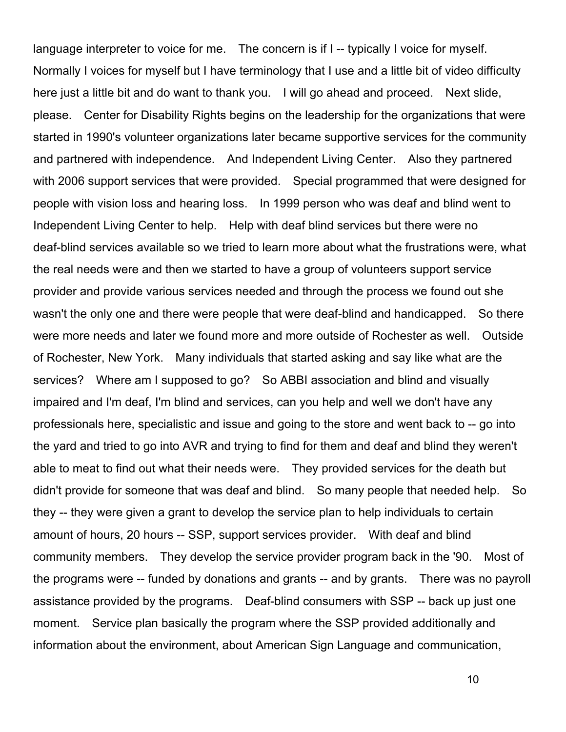language interpreter to voice for me. The concern is if I -- typically I voice for myself. Normally I voices for myself but I have terminology that I use and a little bit of video difficulty here just a little bit and do want to thank you. I will go ahead and proceed. Next slide, please. Center for Disability Rights begins on the leadership for the organizations that were started in 1990's volunteer organizations later became supportive services for the community and partnered with independence. And Independent Living Center. Also they partnered with 2006 support services that were provided. Special programmed that were designed for people with vision loss and hearing loss. In 1999 person who was deaf and blind went to Independent Living Center to help. Help with deaf blind services but there were no deaf-blind services available so we tried to learn more about what the frustrations were, what the real needs were and then we started to have a group of volunteers support service provider and provide various services needed and through the process we found out she wasn't the only one and there were people that were deaf-blind and handicapped. So there were more needs and later we found more and more outside of Rochester as well. Outside of Rochester, New York. Many individuals that started asking and say like what are the services? Where am I supposed to go? So ABBI association and blind and visually impaired and I'm deaf, I'm blind and services, can you help and well we don't have any professionals here, specialistic and issue and going to the store and went back to -- go into the yard and tried to go into AVR and trying to find for them and deaf and blind they weren't able to meat to find out what their needs were. They provided services for the death but didn't provide for someone that was deaf and blind. So many people that needed help. So they -- they were given a grant to develop the service plan to help individuals to certain amount of hours, 20 hours -- SSP, support services provider. With deaf and blind community members. They develop the service provider program back in the '90. Most of the programs were -- funded by donations and grants -- and by grants. There was no payroll assistance provided by the programs. Deaf-blind consumers with SSP -- back up just one moment. Service plan basically the program where the SSP provided additionally and information about the environment, about American Sign Language and communication,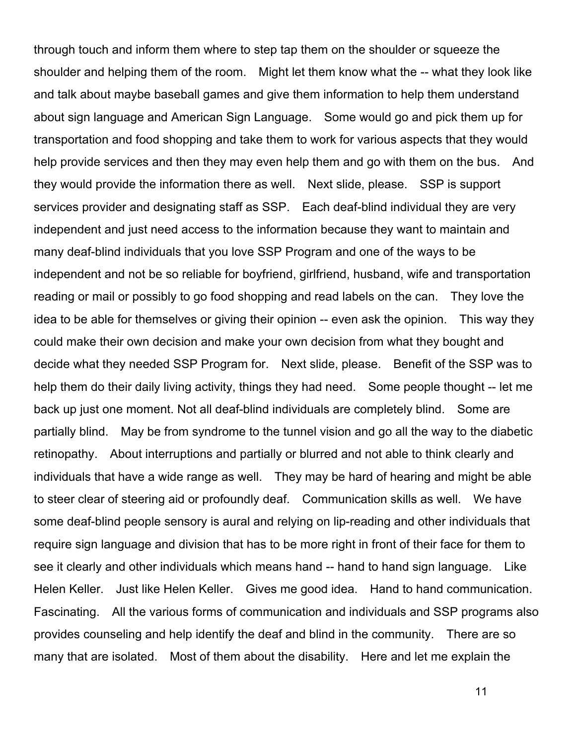through touch and inform them where to step tap them on the shoulder or squeeze the shoulder and helping them of the room. Might let them know what the -- what they look like and talk about maybe baseball games and give them information to help them understand about sign language and American Sign Language. Some would go and pick them up for transportation and food shopping and take them to work for various aspects that they would help provide services and then they may even help them and go with them on the bus. And they would provide the information there as well. Next slide, please. SSP is support services provider and designating staff as SSP. Each deaf-blind individual they are very independent and just need access to the information because they want to maintain and many deaf-blind individuals that you love SSP Program and one of the ways to be independent and not be so reliable for boyfriend, girlfriend, husband, wife and transportation reading or mail or possibly to go food shopping and read labels on the can. They love the idea to be able for themselves or giving their opinion -- even ask the opinion. This way they could make their own decision and make your own decision from what they bought and decide what they needed SSP Program for. Next slide, please. Benefit of the SSP was to help them do their daily living activity, things they had need. Some people thought -- let me back up just one moment. Not all deaf-blind individuals are completely blind. Some are partially blind. May be from syndrome to the tunnel vision and go all the way to the diabetic retinopathy. About interruptions and partially or blurred and not able to think clearly and individuals that have a wide range as well. They may be hard of hearing and might be able to steer clear of steering aid or profoundly deaf. Communication skills as well. We have some deaf-blind people sensory is aural and relying on lip-reading and other individuals that require sign language and division that has to be more right in front of their face for them to see it clearly and other individuals which means hand -- hand to hand sign language. Like Helen Keller. Just like Helen Keller. Gives me good idea. Hand to hand communication. Fascinating. All the various forms of communication and individuals and SSP programs also provides counseling and help identify the deaf and blind in the community. There are so many that are isolated. Most of them about the disability. Here and let me explain the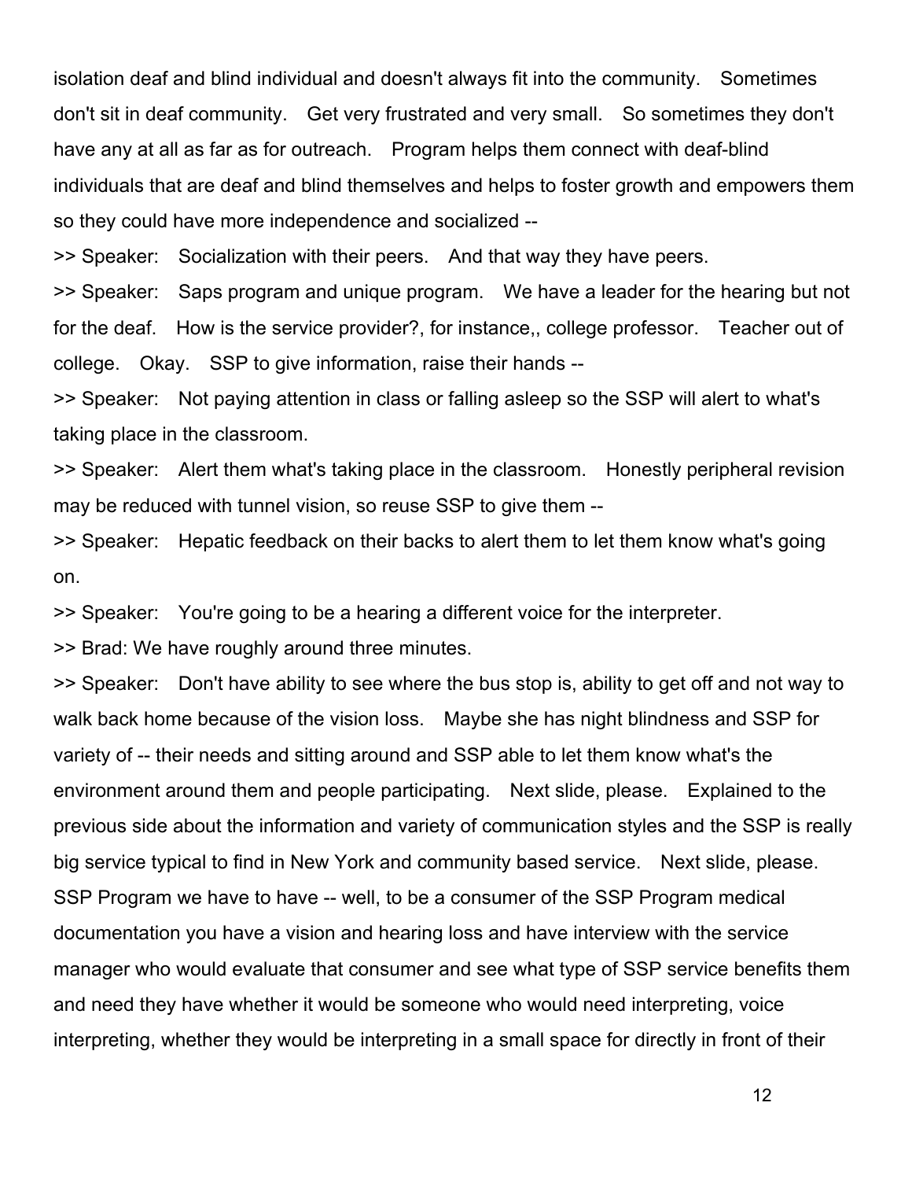isolation deaf and blind individual and doesn't always fit into the community. Sometimes don't sit in deaf community. Get very frustrated and very small. So sometimes they don't have any at all as far as for outreach. Program helps them connect with deaf-blind individuals that are deaf and blind themselves and helps to foster growth and empowers them so they could have more independence and socialized --

>> Speaker: Socialization with their peers. And that way they have peers.

>> Speaker: Saps program and unique program. We have a leader for the hearing but not for the deaf. How is the service provider?, for instance,, college professor. Teacher out of college. Okay. SSP to give information, raise their hands --

>> Speaker: Not paying attention in class or falling asleep so the SSP will alert to what's taking place in the classroom.

>> Speaker: Alert them what's taking place in the classroom. Honestly peripheral revision may be reduced with tunnel vision, so reuse SSP to give them --

>> Speaker: Hepatic feedback on their backs to alert them to let them know what's going on.

>> Speaker: You're going to be a hearing a different voice for the interpreter.

>> Brad: We have roughly around three minutes.

>> Speaker: Don't have ability to see where the bus stop is, ability to get off and not way to walk back home because of the vision loss. Maybe she has night blindness and SSP for variety of -- their needs and sitting around and SSP able to let them know what's the environment around them and people participating. Next slide, please. Explained to the previous side about the information and variety of communication styles and the SSP is really big service typical to find in New York and community based service. Next slide, please. SSP Program we have to have -- well, to be a consumer of the SSP Program medical documentation you have a vision and hearing loss and have interview with the service manager who would evaluate that consumer and see what type of SSP service benefits them and need they have whether it would be someone who would need interpreting, voice interpreting, whether they would be interpreting in a small space for directly in front of their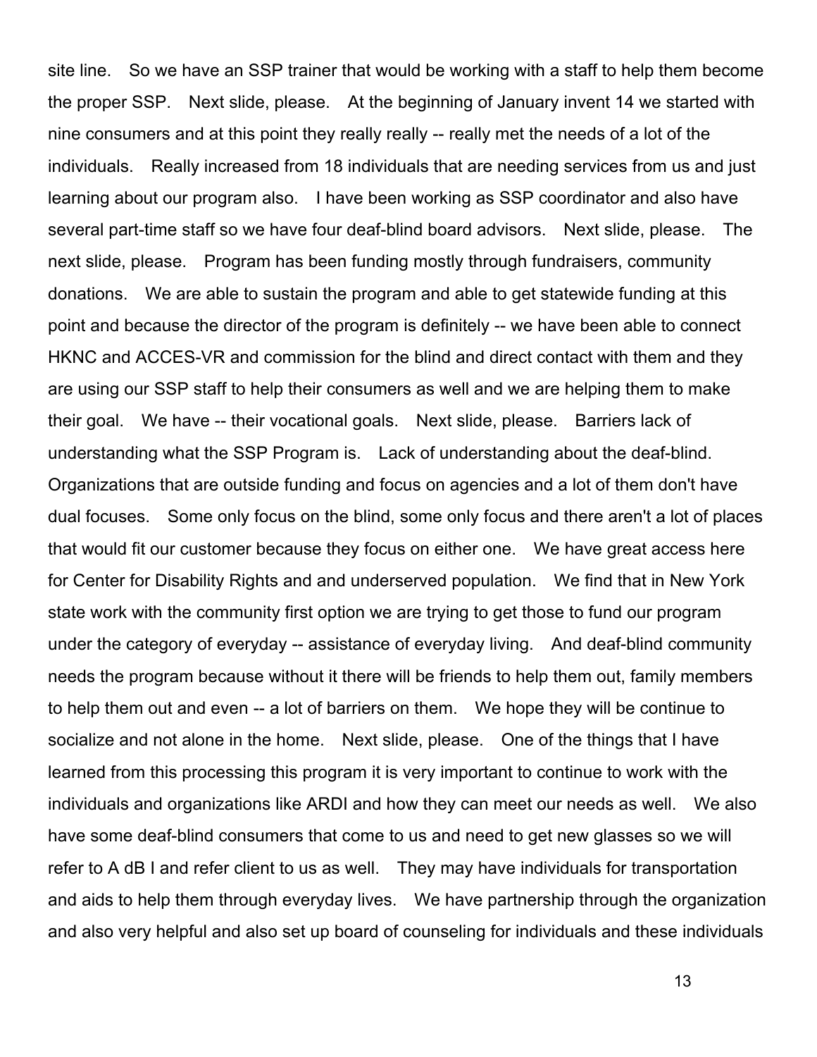site line. So we have an SSP trainer that would be working with a staff to help them become the proper SSP. Next slide, please. At the beginning of January invent 14 we started with nine consumers and at this point they really really -- really met the needs of a lot of the individuals. Really increased from 18 individuals that are needing services from us and just learning about our program also. I have been working as SSP coordinator and also have several part-time staff so we have four deaf-blind board advisors. Next slide, please. The next slide, please. Program has been funding mostly through fundraisers, community donations. We are able to sustain the program and able to get statewide funding at this point and because the director of the program is definitely -- we have been able to connect HKNC and ACCES-VR and commission for the blind and direct contact with them and they are using our SSP staff to help their consumers as well and we are helping them to make their goal. We have -- their vocational goals. Next slide, please. Barriers lack of understanding what the SSP Program is. Lack of understanding about the deaf-blind. Organizations that are outside funding and focus on agencies and a lot of them don't have dual focuses. Some only focus on the blind, some only focus and there aren't a lot of places that would fit our customer because they focus on either one. We have great access here for Center for Disability Rights and and underserved population. We find that in New York state work with the community first option we are trying to get those to fund our program under the category of everyday -- assistance of everyday living. And deaf-blind community needs the program because without it there will be friends to help them out, family members to help them out and even -- a lot of barriers on them. We hope they will be continue to socialize and not alone in the home. Next slide, please. One of the things that I have learned from this processing this program it is very important to continue to work with the individuals and organizations like ARDI and how they can meet our needs as well. We also have some deaf-blind consumers that come to us and need to get new glasses so we will refer to A dB I and refer client to us as well. They may have individuals for transportation and aids to help them through everyday lives. We have partnership through the organization and also very helpful and also set up board of counseling for individuals and these individuals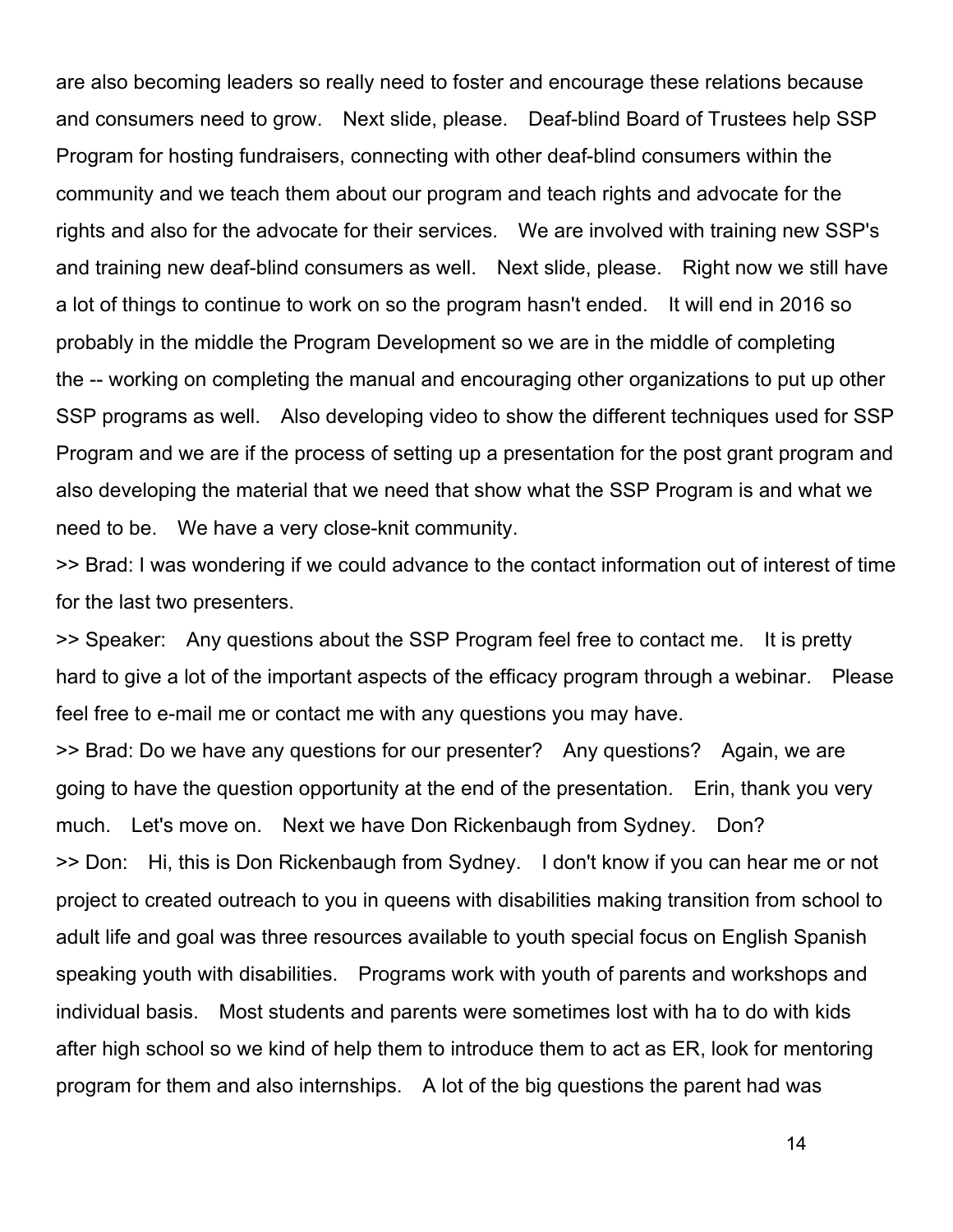are also becoming leaders so really need to foster and encourage these relations because and consumers need to grow. Next slide, please. Deaf-blind Board of Trustees help SSP Program for hosting fundraisers, connecting with other deaf-blind consumers within the community and we teach them about our program and teach rights and advocate for the rights and also for the advocate for their services. We are involved with training new SSP's and training new deaf-blind consumers as well. Next slide, please. Right now we still have a lot of things to continue to work on so the program hasn't ended. It will end in 2016 so probably in the middle the Program Development so we are in the middle of completing the -- working on completing the manual and encouraging other organizations to put up other SSP programs as well. Also developing video to show the different techniques used for SSP Program and we are if the process of setting up a presentation for the post grant program and also developing the material that we need that show what the SSP Program is and what we need to be. We have a very close-knit community.

>> Brad: I was wondering if we could advance to the contact information out of interest of time for the last two presenters.

>> Speaker: Any questions about the SSP Program feel free to contact me. It is pretty hard to give a lot of the important aspects of the efficacy program through a webinar. Please feel free to e-mail me or contact me with any questions you may have.

>> Brad: Do we have any questions for our presenter? Any questions? Again, we are going to have the question opportunity at the end of the presentation. Erin, thank you very much. Let's move on. Next we have Don Rickenbaugh from Sydney. Don?

>> Don: Hi, this is Don Rickenbaugh from Sydney. I don't know if you can hear me or not project to created outreach to you in queens with disabilities making transition from school to adult life and goal was three resources available to youth special focus on English Spanish speaking youth with disabilities. Programs work with youth of parents and workshops and individual basis. Most students and parents were sometimes lost with ha to do with kids after high school so we kind of help them to introduce them to act as ER, look for mentoring program for them and also internships. A lot of the big questions the parent had was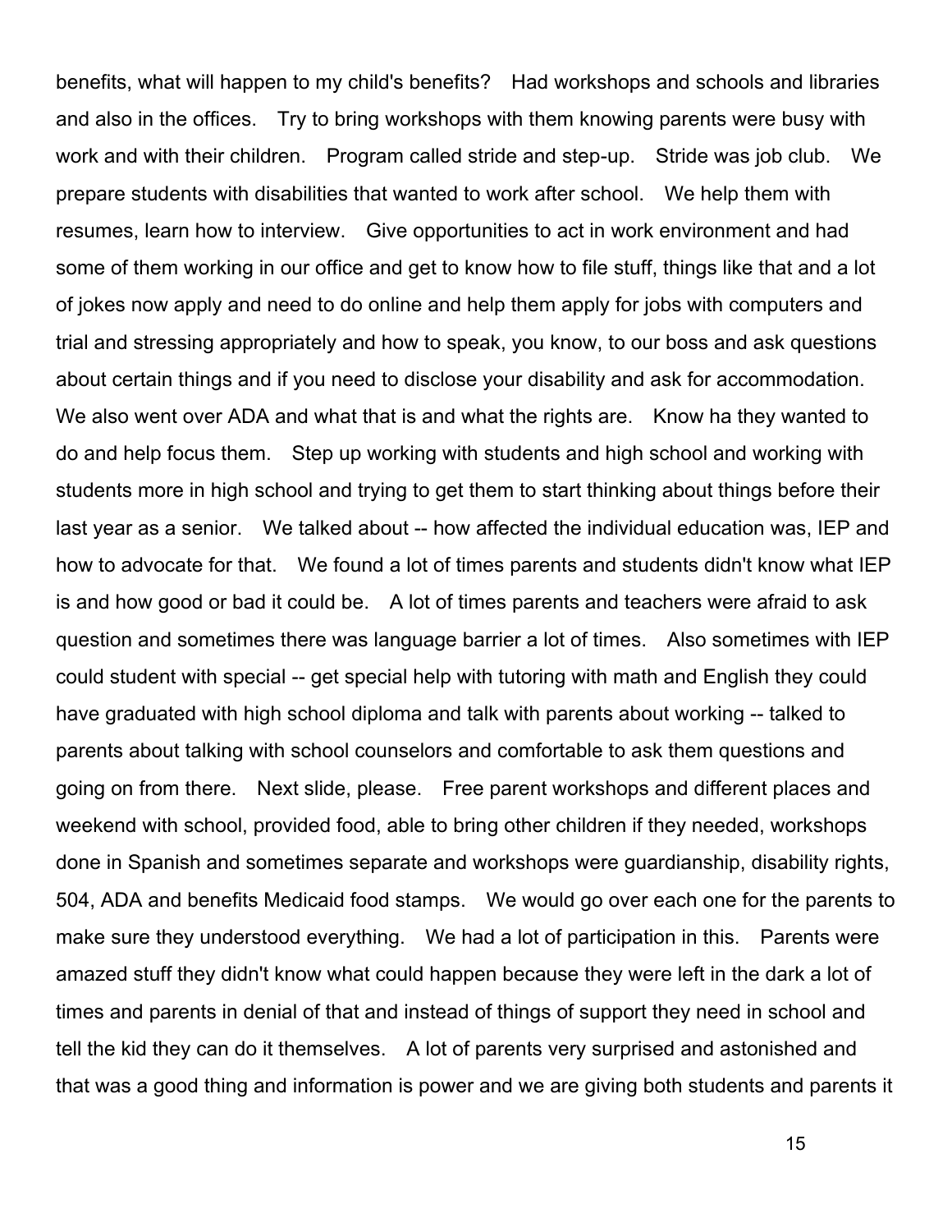benefits, what will happen to my child's benefits? Had workshops and schools and libraries and also in the offices. Try to bring workshops with them knowing parents were busy with work and with their children. Program called stride and step-up. Stride was job club. We prepare students with disabilities that wanted to work after school. We help them with resumes, learn how to interview. Give opportunities to act in work environment and had some of them working in our office and get to know how to file stuff, things like that and a lot of jokes now apply and need to do online and help them apply for jobs with computers and trial and stressing appropriately and how to speak, you know, to our boss and ask questions about certain things and if you need to disclose your disability and ask for accommodation. We also went over ADA and what that is and what the rights are. Know ha they wanted to do and help focus them. Step up working with students and high school and working with students more in high school and trying to get them to start thinking about things before their last year as a senior. We talked about -- how affected the individual education was, IEP and how to advocate for that. We found a lot of times parents and students didn't know what IEP is and how good or bad it could be. A lot of times parents and teachers were afraid to ask question and sometimes there was language barrier a lot of times. Also sometimes with IEP could student with special -- get special help with tutoring with math and English they could have graduated with high school diploma and talk with parents about working -- talked to parents about talking with school counselors and comfortable to ask them questions and going on from there. Next slide, please. Free parent workshops and different places and weekend with school, provided food, able to bring other children if they needed, workshops done in Spanish and sometimes separate and workshops were guardianship, disability rights, 504, ADA and benefits Medicaid food stamps. We would go over each one for the parents to make sure they understood everything. We had a lot of participation in this. Parents were amazed stuff they didn't know what could happen because they were left in the dark a lot of times and parents in denial of that and instead of things of support they need in school and tell the kid they can do it themselves. A lot of parents very surprised and astonished and that was a good thing and information is power and we are giving both students and parents it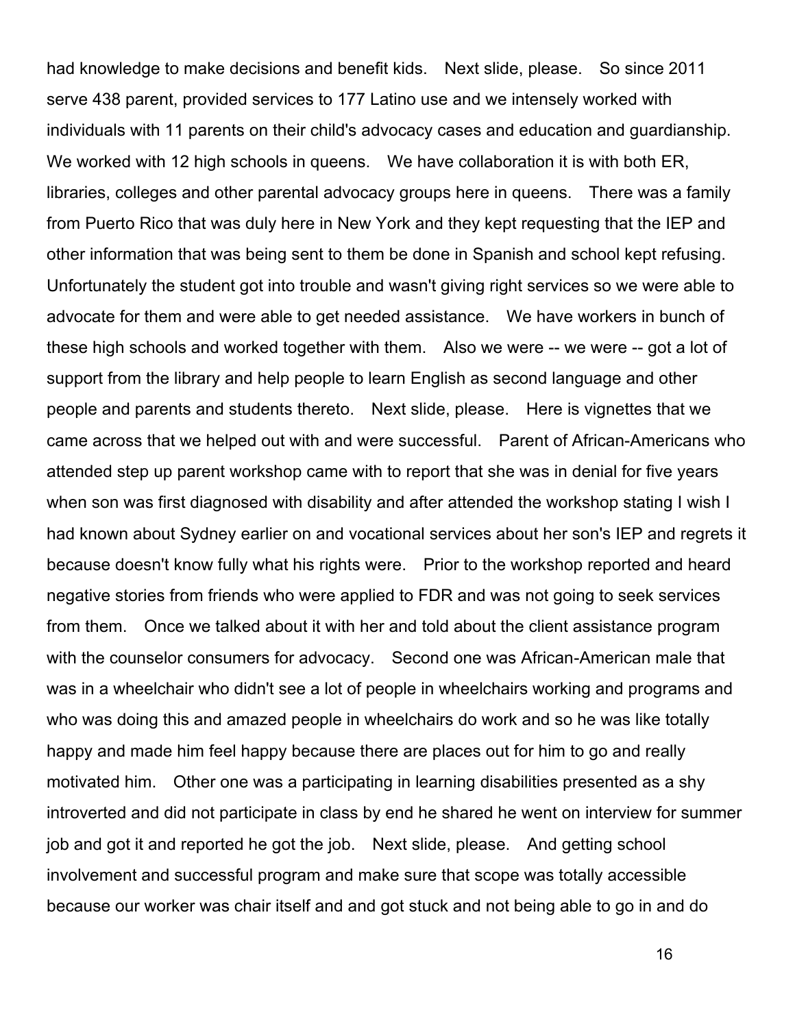had knowledge to make decisions and benefit kids. Next slide, please. So since 2011 serve 438 parent, provided services to 177 Latino use and we intensely worked with individuals with 11 parents on their child's advocacy cases and education and guardianship. We worked with 12 high schools in queens. We have collaboration it is with both ER, libraries, colleges and other parental advocacy groups here in queens. There was a family from Puerto Rico that was duly here in New York and they kept requesting that the IEP and other information that was being sent to them be done in Spanish and school kept refusing. Unfortunately the student got into trouble and wasn't giving right services so we were able to advocate for them and were able to get needed assistance. We have workers in bunch of these high schools and worked together with them. Also we were -- we were -- got a lot of support from the library and help people to learn English as second language and other people and parents and students thereto. Next slide, please. Here is vignettes that we came across that we helped out with and were successful. Parent of African-Americans who attended step up parent workshop came with to report that she was in denial for five years when son was first diagnosed with disability and after attended the workshop stating I wish I had known about Sydney earlier on and vocational services about her son's IEP and regrets it because doesn't know fully what his rights were. Prior to the workshop reported and heard negative stories from friends who were applied to FDR and was not going to seek services from them. Once we talked about it with her and told about the client assistance program with the counselor consumers for advocacy. Second one was African-American male that was in a wheelchair who didn't see a lot of people in wheelchairs working and programs and who was doing this and amazed people in wheelchairs do work and so he was like totally happy and made him feel happy because there are places out for him to go and really motivated him. Other one was a participating in learning disabilities presented as a shy introverted and did not participate in class by end he shared he went on interview for summer job and got it and reported he got the job. Next slide, please. And getting school involvement and successful program and make sure that scope was totally accessible because our worker was chair itself and and got stuck and not being able to go in and do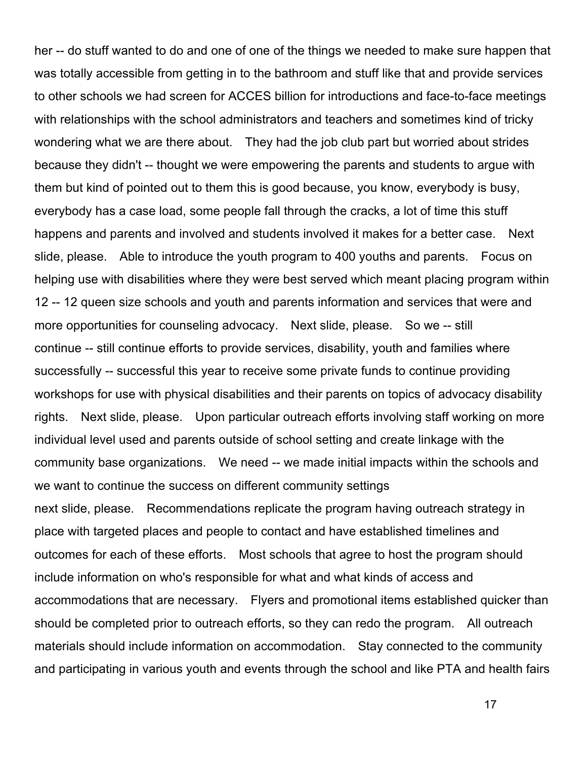her -- do stuff wanted to do and one of one of the things we needed to make sure happen that was totally accessible from getting in to the bathroom and stuff like that and provide services to other schools we had screen for ACCES billion for introductions and face-to-face meetings with relationships with the school administrators and teachers and sometimes kind of tricky wondering what we are there about. They had the job club part but worried about strides because they didn't -- thought we were empowering the parents and students to argue with them but kind of pointed out to them this is good because, you know, everybody is busy, everybody has a case load, some people fall through the cracks, a lot of time this stuff happens and parents and involved and students involved it makes for a better case. Next slide, please. Able to introduce the youth program to 400 youths and parents. Focus on helping use with disabilities where they were best served which meant placing program within 12 -- 12 queen size schools and youth and parents information and services that were and more opportunities for counseling advocacy. Next slide, please. So we -- still continue -- still continue efforts to provide services, disability, youth and families where successfully -- successful this year to receive some private funds to continue providing workshops for use with physical disabilities and their parents on topics of advocacy disability rights. Next slide, please. Upon particular outreach efforts involving staff working on more individual level used and parents outside of school setting and create linkage with the community base organizations. We need -- we made initial impacts within the schools and we want to continue the success on different community settings

next slide, please. Recommendations replicate the program having outreach strategy in place with targeted places and people to contact and have established timelines and outcomes for each of these efforts. Most schools that agree to host the program should include information on who's responsible for what and what kinds of access and accommodations that are necessary. Flyers and promotional items established quicker than should be completed prior to outreach efforts, so they can redo the program. All outreach materials should include information on accommodation. Stay connected to the community and participating in various youth and events through the school and like PTA and health fairs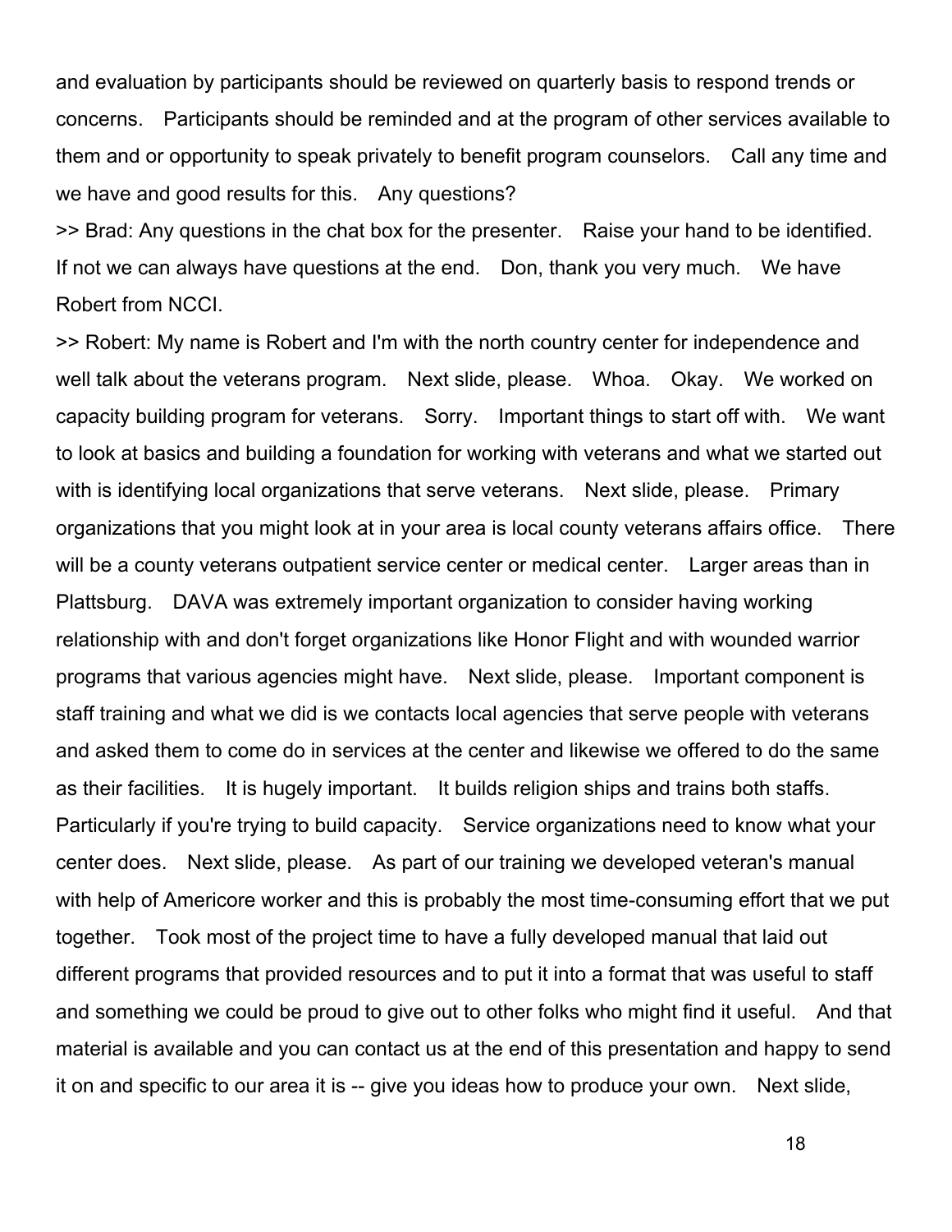and evaluation by participants should be reviewed on quarterly basis to respond trends or concerns. Participants should be reminded and at the program of other services available to them and or opportunity to speak privately to benefit program counselors. Call any time and we have and good results for this. Any questions?

>> Brad: Any questions in the chat box for the presenter. Raise your hand to be identified. If not we can always have questions at the end. Don, thank you very much. We have Robert from NCCI.

>> Robert: My name is Robert and I'm with the north country center for independence and well talk about the veterans program. Next slide, please. Whoa. Okay. We worked on capacity building program for veterans. Sorry. Important things to start off with. We want to look at basics and building a foundation for working with veterans and what we started out with is identifying local organizations that serve veterans. Next slide, please. Primary organizations that you might look at in your area is local county veterans affairs office. There will be a county veterans outpatient service center or medical center. Larger areas than in Plattsburg. DAVA was extremely important organization to consider having working relationship with and don't forget organizations like Honor Flight and with wounded warrior programs that various agencies might have. Next slide, please. Important component is staff training and what we did is we contacts local agencies that serve people with veterans and asked them to come do in services at the center and likewise we offered to do the same as their facilities. It is hugely important. It builds religion ships and trains both staffs. Particularly if you're trying to build capacity. Service organizations need to know what your center does. Next slide, please. As part of our training we developed veteran's manual with help of Americore worker and this is probably the most time-consuming effort that we put together. Took most of the project time to have a fully developed manual that laid out different programs that provided resources and to put it into a format that was useful to staff and something we could be proud to give out to other folks who might find it useful. And that material is available and you can contact us at the end of this presentation and happy to send it on and specific to our area it is -- give you ideas how to produce your own. Next slide,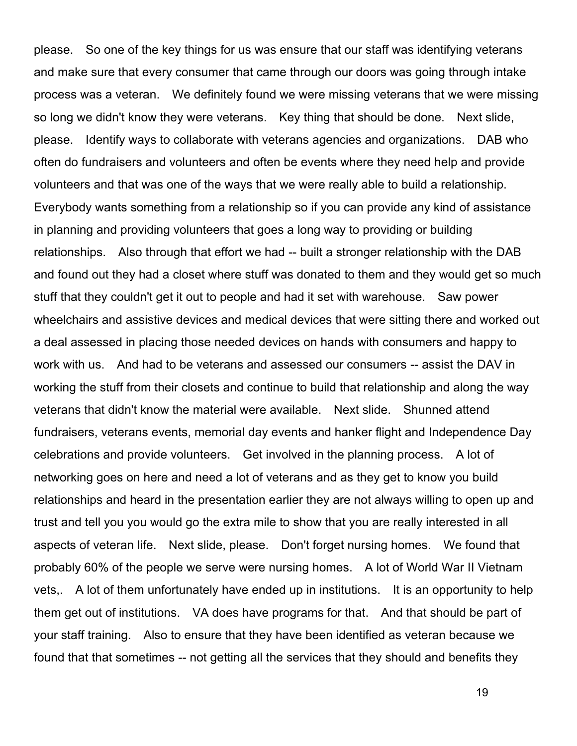please. So one of the key things for us was ensure that our staff was identifying veterans and make sure that every consumer that came through our doors was going through intake process was a veteran. We definitely found we were missing veterans that we were missing so long we didn't know they were veterans. Key thing that should be done. Next slide, please. Identify ways to collaborate with veterans agencies and organizations. DAB who often do fundraisers and volunteers and often be events where they need help and provide volunteers and that was one of the ways that we were really able to build a relationship. Everybody wants something from a relationship so if you can provide any kind of assistance in planning and providing volunteers that goes a long way to providing or building relationships. Also through that effort we had -- built a stronger relationship with the DAB and found out they had a closet where stuff was donated to them and they would get so much stuff that they couldn't get it out to people and had it set with warehouse. Saw power wheelchairs and assistive devices and medical devices that were sitting there and worked out a deal assessed in placing those needed devices on hands with consumers and happy to work with us. And had to be veterans and assessed our consumers -- assist the DAV in working the stuff from their closets and continue to build that relationship and along the way veterans that didn't know the material were available. Next slide. Shunned attend fundraisers, veterans events, memorial day events and hanker flight and Independence Day celebrations and provide volunteers. Get involved in the planning process. A lot of networking goes on here and need a lot of veterans and as they get to know you build relationships and heard in the presentation earlier they are not always willing to open up and trust and tell you you would go the extra mile to show that you are really interested in all aspects of veteran life. Next slide, please. Don't forget nursing homes. We found that probably 60% of the people we serve were nursing homes. A lot of World War II Vietnam vets,. A lot of them unfortunately have ended up in institutions. It is an opportunity to help them get out of institutions. VA does have programs for that. And that should be part of your staff training. Also to ensure that they have been identified as veteran because we found that that sometimes -- not getting all the services that they should and benefits they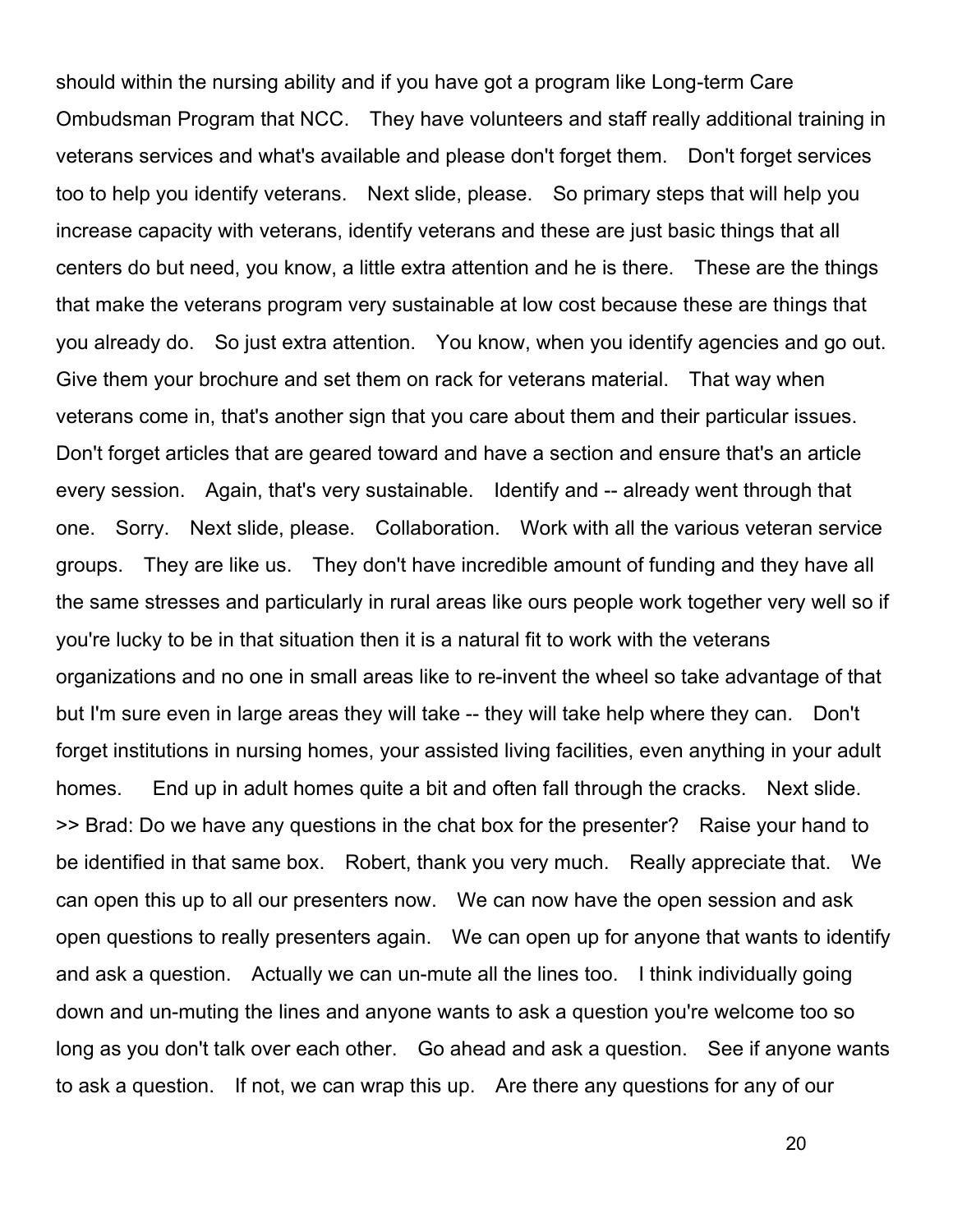should within the nursing ability and if you have got a program like Long-term Care Ombudsman Program that NCC. They have volunteers and staff really additional training in veterans services and what's available and please don't forget them. Don't forget services too to help you identify veterans. Next slide, please. So primary steps that will help you increase capacity with veterans, identify veterans and these are just basic things that all centers do but need, you know, a little extra attention and he is there. These are the things that make the veterans program very sustainable at low cost because these are things that you already do. So just extra attention. You know, when you identify agencies and go out. Give them your brochure and set them on rack for veterans material. That way when veterans come in, that's another sign that you care about them and their particular issues. Don't forget articles that are geared toward and have a section and ensure that's an article every session. Again, that's very sustainable. Identify and -- already went through that one. Sorry. Next slide, please. Collaboration. Work with all the various veteran service groups. They are like us. They don't have incredible amount of funding and they have all the same stresses and particularly in rural areas like ours people work together very well so if you're lucky to be in that situation then it is a natural fit to work with the veterans organizations and no one in small areas like to re-invent the wheel so take advantage of that but I'm sure even in large areas they will take -- they will take help where they can. Don't forget institutions in nursing homes, your assisted living facilities, even anything in your adult homes. End up in adult homes quite a bit and often fall through the cracks. Next slide.

>> Brad: Do we have any questions in the chat box for the presenter? Raise your hand to be identified in that same box. Robert, thank you very much. Really appreciate that. We can open this up to all our presenters now. We can now have the open session and ask open questions to really presenters again. We can open up for anyone that wants to identify and ask a question. Actually we can un-mute all the lines too. I think individually going down and un-muting the lines and anyone wants to ask a question you're welcome too so long as you don't talk over each other. Go ahead and ask a question. See if anyone wants to ask a question. If not, we can wrap this up. Are there any questions for any of our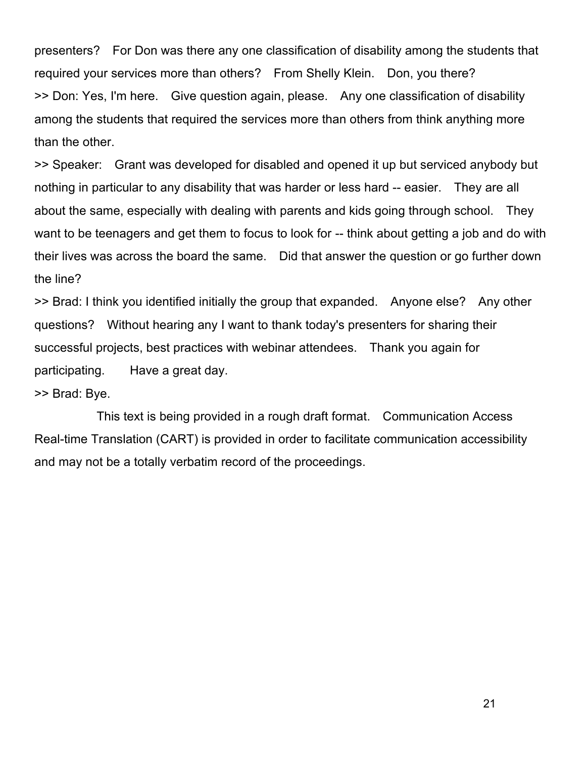presenters? For Don was there any one classification of disability among the students that required your services more than others? From Shelly Klein. Don, you there?

>> Don: Yes, I'm here. Give question again, please. Any one classification of disability among the students that required the services more than others from think anything more than the other.

>> Speaker: Grant was developed for disabled and opened it up but serviced anybody but nothing in particular to any disability that was harder or less hard -- easier. They are all about the same, especially with dealing with parents and kids going through school. They want to be teenagers and get them to focus to look for -- think about getting a job and do with their lives was across the board the same. Did that answer the question or go further down the line?

>> Brad: I think you identified initially the group that expanded. Anyone else? Any other questions? Without hearing any I want to thank today's presenters for sharing their successful projects, best practices with webinar attendees. Thank you again for participating. Have a great day.

>> Brad: Bye.

This text is being provided in a rough draft format. Communication Access Real-time Translation (CART) is provided in order to facilitate communication accessibility and may not be a totally verbatim record of the proceedings.